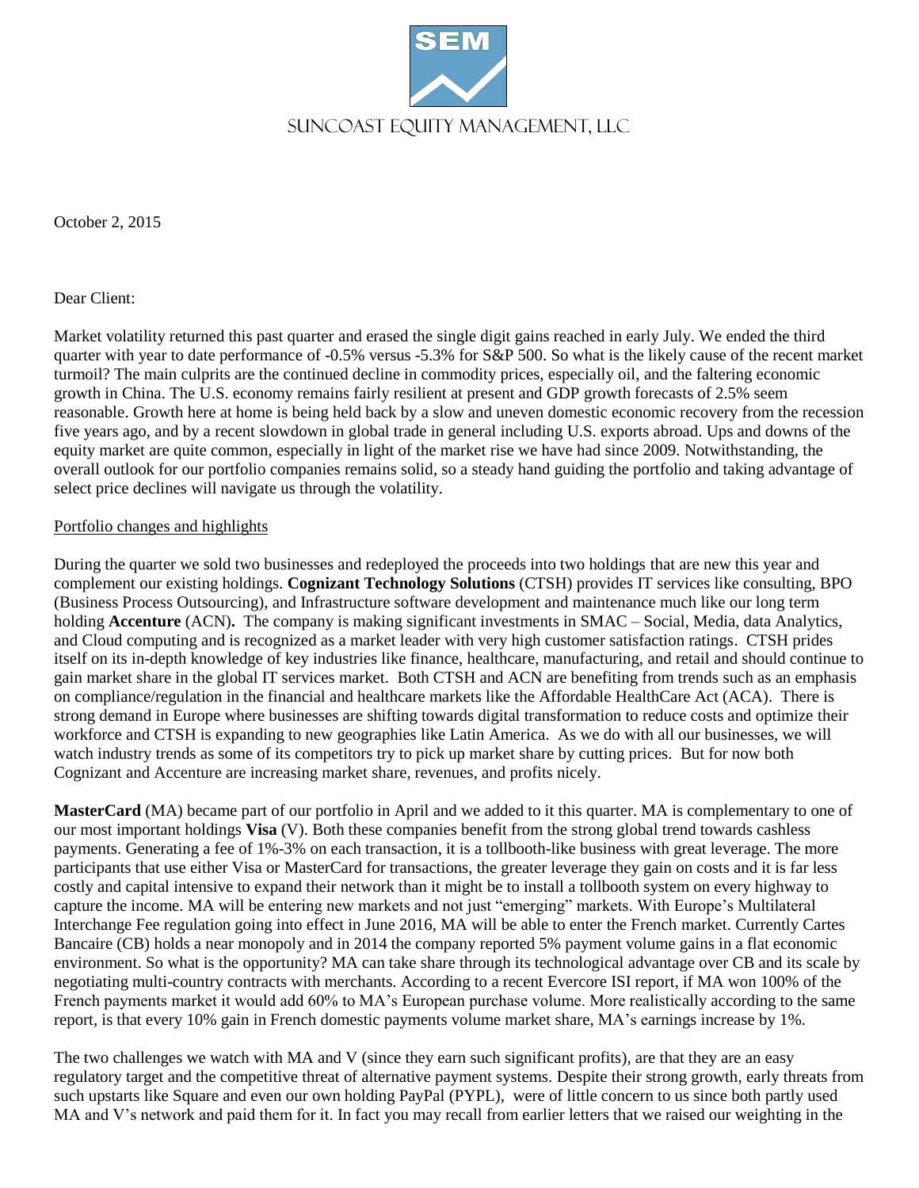SUNCOAST EQUITY MANAGEMENT, LLC

October 2, 2015

Dear Client:

Market volatility returned this past quarter and erased the single digit gains reached in early July. We ended the third quarter with year to date performance of -0.5% versus -5.3% for S&P 500. So what is the likely cause of the recent market turmoil? The main culprits are the continued decline in commodity prices, especially oil, and the faltering economic growth in China. The U.S. economy remains fairly resilient at present and GDP growth forecasts of 2.5% seem reasonable. Growth here at home is being held back by a slow and uneven domestic economic recovery from the recession five years ago, and by a recent slowdown in global trade in general including U.S. exports abroad. Ups and downs of the equity market are quite common, especially in light of the market rise we have had since 2009. Notwithstanding, the overall outlook for our portfolio companies remains solid, so a steady hand guiding the portfolio and taking advantage of select price declines will navigate us through the volatility.

Portfolio changes and highlights

During the quarter we sold two businesses and redeployed the proceeds into two holdings that are new this year and complement our existing holdings. **Cognizant Technology Solutions** (CTSH) provides IT services like consulting, BPO (Business Process Outsourcing), and Infrastructure software development and maintenance much like our long term holding **Accenture** (ACN)**.** The company is making significant investments in SMAC – Social, Media, data Analytics, and Cloud computing and is recognized as a market leader with very high customer satisfaction ratings. CTSH prides itself on its in-depth knowledge of key industries like finance, healthcare, manufacturing, and retail and should continue to gain market share in the global IT services market. Both CTSH and ACN are benefiting from trends such as an emphasis on compliance/regulation in the financial and healthcare markets like the Affordable HealthCare Act (ACA). There is strong demand in Europe where businesses are shifting towards digital transformation to reduce costs and optimize their workforce and CTSH is expanding to new geographies like Latin America. As we do with all our businesses, we will watch industry trends as some of its competitors try to pick up market share by cutting prices. But for now both Cognizant and Accenture are increasing market share, revenues, and profits nicely.

**MasterCard** (MA) became part of our portfolio in April and we added to it this quarter. MA is complementary to one of our most important holdings **Visa** (V). Both these companies benefit from the strong global trend towards cashless payments. Generating a fee of 1%-3% on each transaction, it is a tollbooth-like business with great leverage. The more participants that use either Visa or MasterCard for transactions, the greater leverage they gain on costs and it is far less costly and capital intensive to expand their network than it might be to install a tollbooth system on every highway to capture the income. MA will be entering new markets and not just "emerging" markets. With Europe's Multilateral Interchange Fee regulation going into effect in June 2016, MA will be able to enter the French market. Currently Cartes Bancaire (CB) holds a near monopoly and in 2014 the company reported 5% payment volume gains in a flat economic environment. So what is the opportunity? MA can take share through its technological advantage over CB and its scale by negotiating multi-country contracts with merchants. According to a recent Evercore ISI report, if MA won 100% of the French payments market it would add 60% to MA's European purchase volume. More realistically according to the same report, is that every 10% gain in French domestic payments volume market share, MA's earnings increase by 1%.

The two challenges we watch with MA and V (since they earn such significant profits), are that they are an easy regulatory target and the competitive threat of alternative payment systems. Despite their strong growth, early threats from such upstarts like Square and even our own holding PayPal (PYPL), were of little concern to us since both partly used MA and V's network and paid them for it. In fact you may recall from earlier letters that we raised our weighting in the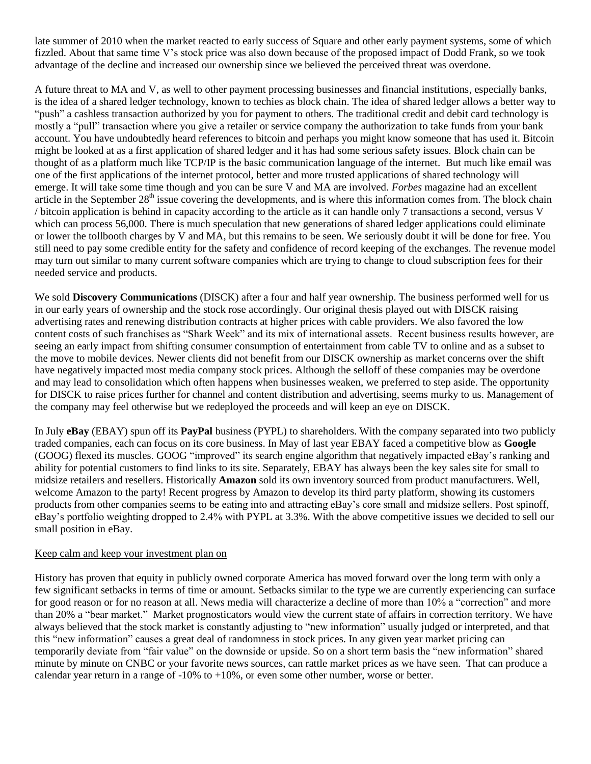late summer of 2010 when the market reacted to early success of Square and other early payment systems, some of which fizzled. About that same time V's stock price was also down because of the proposed impact of Dodd Frank, so we took advantage of the decline and increased our ownership since we believed the perceived threat was overdone.

A future threat to MA and V, as well to other payment processing businesses and financial institutions, especially banks, is the idea of a shared ledger technology, known to techies as block chain. The idea of shared ledger allows a better way to "push" a cashless transaction authorized by you for payment to others. The traditional credit and debit card technology is mostly a "pull" transaction where you give a retailer or service company the authorization to take funds from your bank account. You have undoubtedly heard references to bitcoin and perhaps you might know someone that has used it. Bitcoin might be looked at as a first application of shared ledger and it has had some serious safety issues. Block chain can be thought of as a platform much like TCP/IP is the basic communication language of the internet. But much like email was one of the first applications of the internet protocol, better and more trusted applications of shared technology will emerge. It will take some time though and you can be sure V and MA are involved. *Forbes* magazine had an excellent article in the September 28th issue covering the developments, and is where this information comes from. The block chain / bitcoin application is behind in capacity according to the article as it can handle only 7 transactions a second, versus V which can process 56,000. There is much speculation that new generations of shared ledger applications could eliminate or lower the tollbooth charges by V and MA, but this remains to be seen. We seriously doubt it will be done for free. You still need to pay some credible entity for the safety and confidence of record keeping of the exchanges. The revenue model may turn out similar to many current software companies which are trying to change to cloud subscription fees for their needed service and products.

We sold **Discovery Communications** (DISCK) after a four and half year ownership. The business performed well for us in our early years of ownership and the stock rose accordingly. Our original thesis played out with DISCK raising advertising rates and renewing distribution contracts at higher prices with cable providers. We also favored the low content costs of such franchises as "Shark Week" and its mix of international assets. Recent business results however, are seeing an early impact from shifting consumer consumption of entertainment from cable TV to online and as a subset to the move to mobile devices. Newer clients did not benefit from our DISCK ownership as market concerns over the shift have negatively impacted most media company stock prices. Although the selloff of these companies may be overdone and may lead to consolidation which often happens when businesses weaken, we preferred to step aside. The opportunity for DISCK to raise prices further for channel and content distribution and advertising, seems murky to us. Management of the company may feel otherwise but we redeployed the proceeds and will keep an eye on DISCK.

In July **eBay** (EBAY) spun off its **PayPal** business (PYPL) to shareholders. With the company separated into two publicly traded companies, each can focus on its core business. In May of last year EBAY faced a competitive blow as **Google** (GOOG) flexed its muscles. GOOG "improved" its search engine algorithm that negatively impacted eBay's ranking and ability for potential customers to find links to its site. Separately, EBAY has always been the key sales site for small to midsize retailers and resellers. Historically **Amazon** sold its own inventory sourced from product manufacturers. Well, welcome Amazon to the party! Recent progress by Amazon to develop its third party platform, showing its customers products from other companies seems to be eating into and attracting eBay's core small and midsize sellers. Post spinoff, eBay's portfolio weighting dropped to 2.4% with PYPL at 3.3%. With the above competitive issues we decided to sell our small position in eBay.

<u>Keep calm and keep your investment plan on</u>

History has proven that equity in publicly owned corporate America has moved forward over the long term with only a few significant setbacks in terms of time or amount. Setbacks similar to the type we are currently experiencing can surface for good reason or for no reason at all. News media will characterize a decline of more than 10% a "correction" and more than 20% a "bear market." Market prognosticators would view the current state of affairs in correction territory. We have always believed that the stock market is constantly adjusting to "new information" usually judged or interpreted, and that this "new information" causes a great deal of randomness in stock prices. In any given year market pricing can temporarily deviate from "fair value" on the downside or upside. So on a short term basis the "new information" shared minute by minute on CNBC or your favorite news sources, can rattle market prices as we have seen. That can produce a calendar year return in a range of -10% to +10%, or even some other number, worse or better.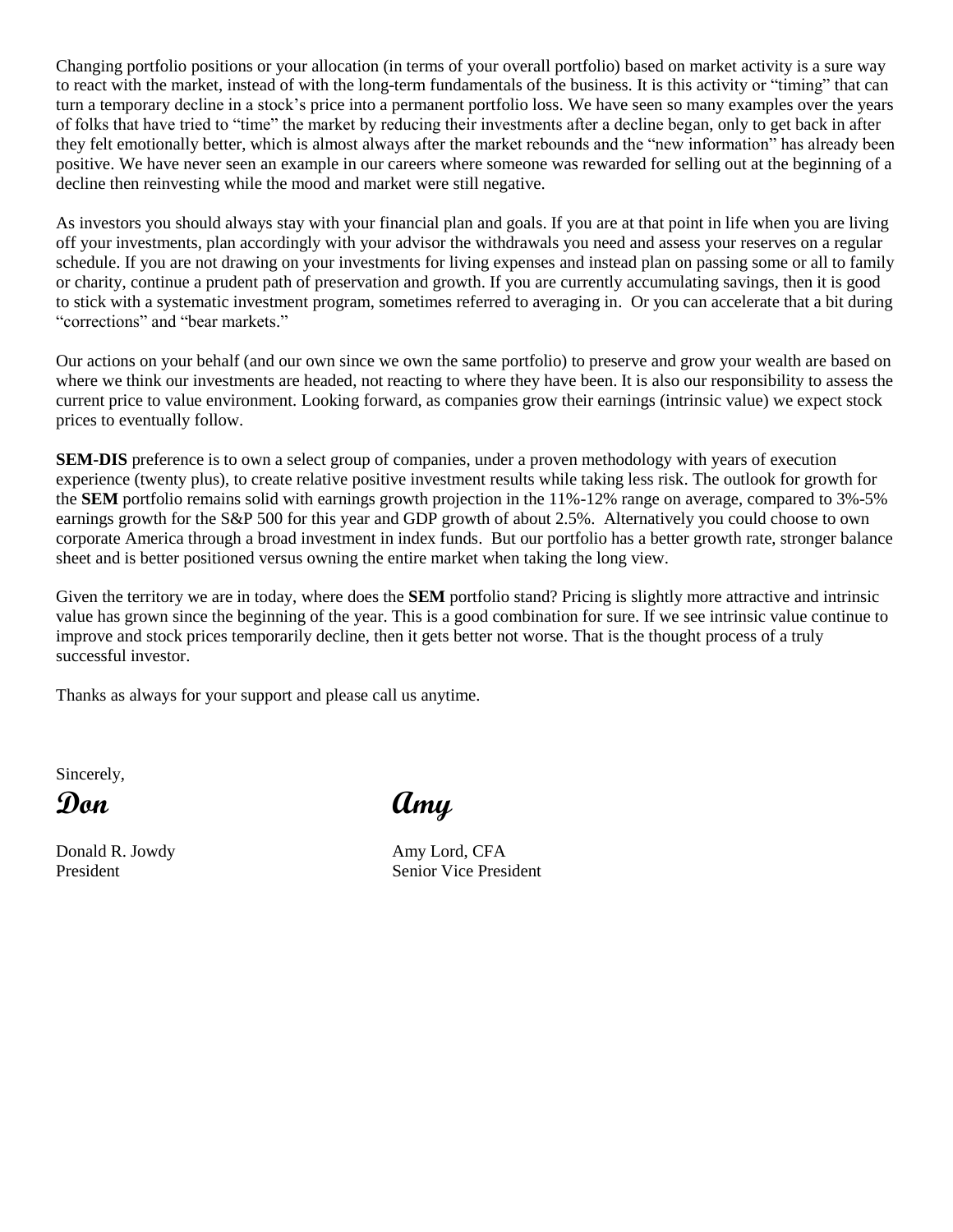Changing portfolio positions or your allocation (in terms of your overall portfolio) based on market activity is a sure way to react with the market, instead of with the long-term fundamentals of the business. It is this activity or "timing" that can turn a temporary decline in a stock's price into a permanent portfolio loss. We have seen so many examples over the years of folks that have tried to "time" the market by reducing their investments after a decline began, only to get back in after they felt emotionally better, which is almost always after the market rebounds and the "new information" has already been positive. We have never seen an example in our careers where someone was rewarded for selling out at the beginning of a decline then reinvesting while the mood and market were still negative.

As investors you should always stay with your financial plan and goals. If you are at that point in life when you are living off your investments, plan accordingly with your advisor the withdrawals you need and assess your reserves on a regular schedule. If you are not drawing on your investments for living expenses and instead plan on passing some or all to family or charity, continue a prudent path of preservation and growth. If you are currently accumulating savings, then it is good to stick with a systematic investment program, sometimes referred to averaging in. Or you can accelerate that a bit during "corrections" and "bear markets."

Our actions on your behalf (and our own since we own the same portfolio) to preserve and grow your wealth are based on where we think our investments are headed, not reacting to where they have been. It is also our responsibility to assess the current price to value environment. Looking forward, as companies grow their earnings (intrinsic value) we expect stock prices to eventually follow.

**SEM-DIS** preference is to own a select group of companies, under a proven methodology with years of execution experience (twenty plus), to create relative positive investment results while taking less risk. The outlook for growth for the **SEM** portfolio remains solid with earnings growth projection in the 11%-12% range on average, compared to 3%-5% earnings growth for the S&P 500 for this year and GDP growth of about 2.5%. Alternatively you could choose to own corporate America through a broad investment in index funds. But our portfolio has a better growth rate, stronger balance sheet and is better positioned versus owning the entire market when taking the long view.

Given the territory we are in today, where does the **SEM** portfolio stand? Pricing is slightly more attractive and intrinsic value has grown since the beginning of the year. This is a good combination for sure. If we see intrinsic value continue to improve and stock prices temporarily decline, then it gets better not worse. That is the thought process of a truly successful investor.

Thanks as always for your support and please call us anytime.

Sincerely,

**Don** **Amy**

Donald R. Jowdy
President

Amy Lord, CFA
Senior Vice President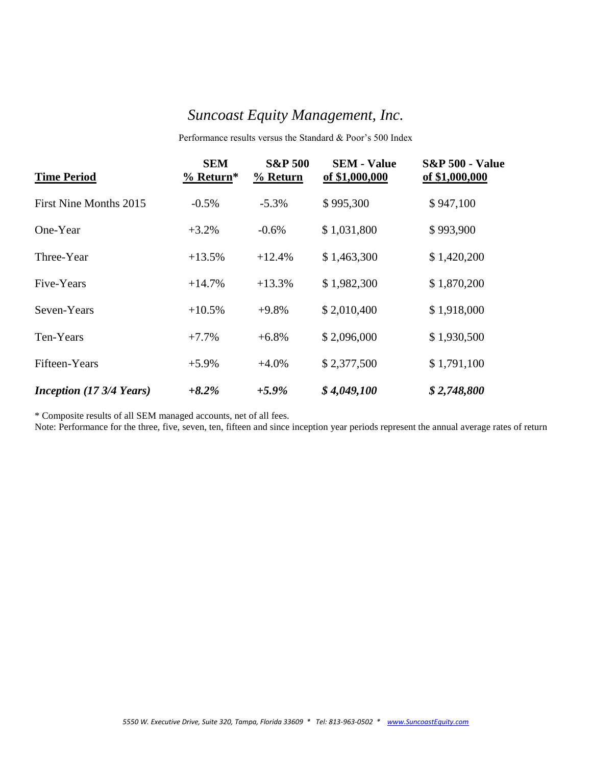# *Suncoast Equity Management, Inc.*

Performance results versus the Standard & Poor's 500 Index

| **Time Period** | **SEM % Return*** | **S&P 500 % Return** | **SEM - Value of $1,000,000** | **S&P 500 - Value of $1,000,000** |
|---|---|---|---|---|
| First Nine Months 2015 | -0.5% | -5.3% | $ 995,300 | $ 947,100 |
| One-Year | +3.2% | -0.6% | $ 1,031,800 | $ 993,900 |
| Three-Year | +13.5% | +12.4% | $ 1,463,300 | $ 1,420,200 |
| Five-Years | +14.7% | +13.3% | $ 1,982,300 | $ 1,870,200 |
| Seven-Years | +10.5% | +9.8% | $ 2,010,400 | $ 1,918,000 |
| Ten-Years | +7.7% | +6.8% | $ 2,096,000 | $ 1,930,500 |
| Fifteen-Years | +5.9% | +4.0% | $ 2,377,500 | $ 1,791,100 |
| ***Inception (17 3/4 Years)*** | ***+8.2%*** | ***+5.9%*** | ***$ 4,049,100*** | ***$ 2,748,800*** |

\* Composite results of all SEM managed accounts, net of all fees.

Note: Performance for the three, five, seven, ten, fifteen and since inception year periods represent the annual average rates of return

*5550 W. Executive Drive, Suite 320, Tampa, Florida 33609 * Tel: 813-963-0502 * www.SuncoastEquity.com*